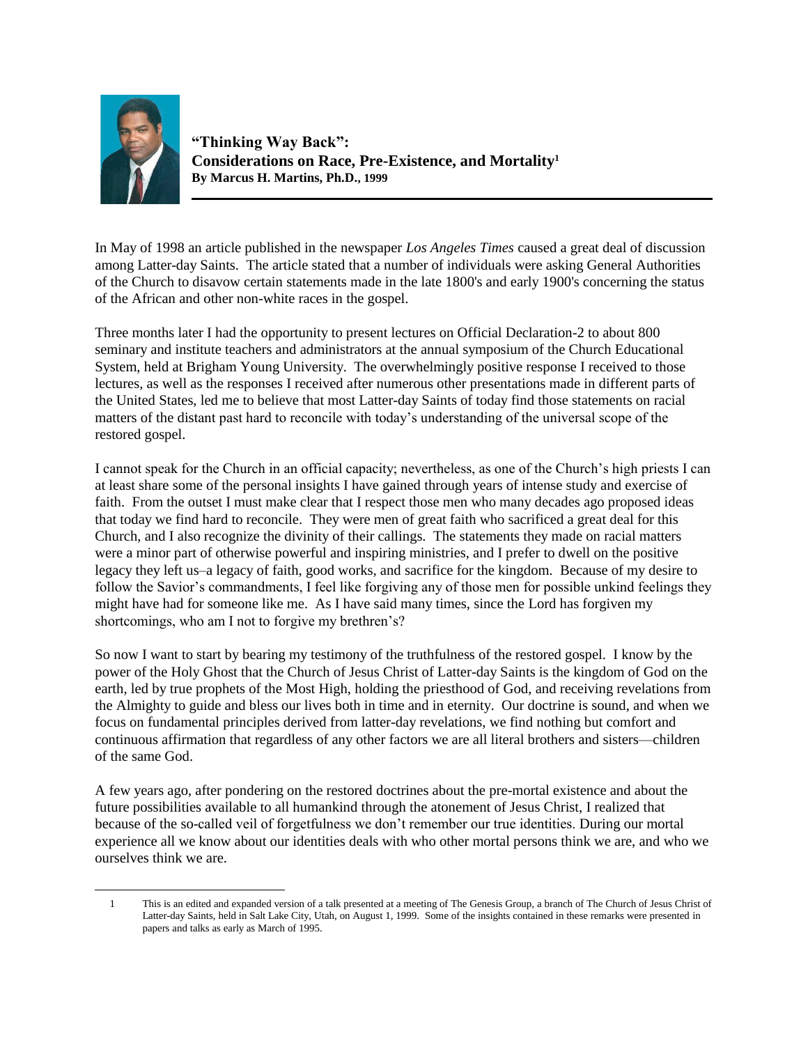# "Thinking Way Back": Considerations on Race, Pre-Existence, and Mortality[1]

**By Marcus H. Martins, Ph.D., 1999**

In May of 1998 an article published in the newspaper *Los Angeles Times* caused a great deal of discussion among Latter-day Saints. The article stated that a number of individuals were asking General Authorities of the Church to disavow certain statements made in the late 1800's and early 1900's concerning the status of the African and other non-white races in the gospel.

Three months later I had the opportunity to present lectures on Official Declaration-2 to about 800 seminary and institute teachers and administrators at the annual symposium of the Church Educational System, held at Brigham Young University. The overwhelmingly positive response I received to those lectures, as well as the responses I received after numerous other presentations made in different parts of the United States, led me to believe that most Latter-day Saints of today find those statements on racial matters of the distant past hard to reconcile with today's understanding of the universal scope of the restored gospel.

I cannot speak for the Church in an official capacity; nevertheless, as one of the Church's high priests I can at least share some of the personal insights I have gained through years of intense study and exercise of faith. From the outset I must make clear that I respect those men who many decades ago proposed ideas that today we find hard to reconcile. They were men of great faith who sacrificed a great deal for this Church, and I also recognize the divinity of their callings. The statements they made on racial matters were a minor part of otherwise powerful and inspiring ministries, and I prefer to dwell on the positive legacy they left us–a legacy of faith, good works, and sacrifice for the kingdom. Because of my desire to follow the Savior's commandments, I feel like forgiving any of those men for possible unkind feelings they might have had for someone like me. As I have said many times, since the Lord has forgiven my shortcomings, who am I not to forgive my brethren's?

So now I want to start by bearing my testimony of the truthfulness of the restored gospel. I know by the power of the Holy Ghost that the Church of Jesus Christ of Latter-day Saints is the kingdom of God on the earth, led by true prophets of the Most High, holding the priesthood of God, and receiving revelations from the Almighty to guide and bless our lives both in time and in eternity. Our doctrine is sound, and when we focus on fundamental principles derived from latter-day revelations, we find nothing but comfort and continuous affirmation that regardless of any other factors we are all literal brothers and sisters—children of the same God.

A few years ago, after pondering on the restored doctrines about the pre-mortal existence and about the future possibilities available to all humankind through the atonement of Jesus Christ, I realized that because of the so-called veil of forgetfulness we don't remember our true identities. During our mortal experience all we know about our identities deals with who other mortal persons think we are, and who we ourselves think we are.

---

1 This is an edited and expanded version of a talk presented at a meeting of The Genesis Group, a branch of The Church of Jesus Christ of Latter-day Saints, held in Salt Lake City, Utah, on August 1, 1999. Some of the insights contained in these remarks were presented in papers and talks as early as March of 1995.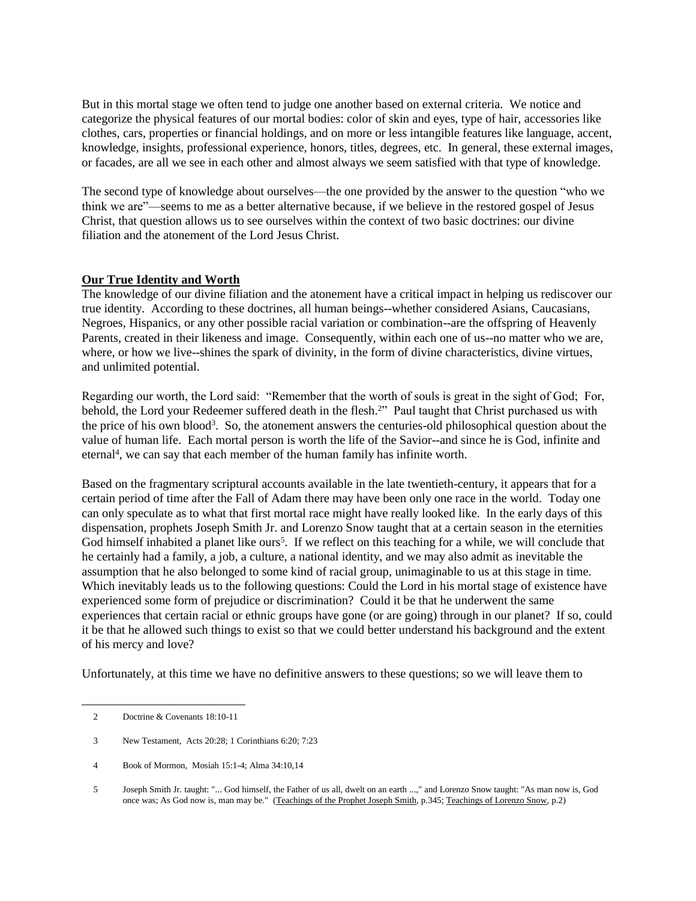But in this mortal stage we often tend to judge one another based on external criteria. We notice and categorize the physical features of our mortal bodies: color of skin and eyes, type of hair, accessories like clothes, cars, properties or financial holdings, and on more or less intangible features like language, accent, knowledge, insights, professional experience, honors, titles, degrees, etc. In general, these external images, or facades, are all we see in each other and almost always we seem satisfied with that type of knowledge.

The second type of knowledge about ourselves—the one provided by the answer to the question "who we think we are"—seems to me as a better alternative because, if we believe in the restored gospel of Jesus Christ, that question allows us to see ourselves within the context of two basic doctrines: our divine filiation and the atonement of the Lord Jesus Christ.

## Our True Identity and Worth

The knowledge of our divine filiation and the atonement have a critical impact in helping us rediscover our true identity. According to these doctrines, all human beings--whether considered Asians, Caucasians, Negroes, Hispanics, or any other possible racial variation or combination--are the offspring of Heavenly Parents, created in their likeness and image. Consequently, within each one of us--no matter who we are, where, or how we live--shines the spark of divinity, in the form of divine characteristics, divine virtues, and unlimited potential.

Regarding our worth, the Lord said: "Remember that the worth of souls is great in the sight of God; For, behold, the Lord your Redeemer suffered death in the flesh.[2]" Paul taught that Christ purchased us with the price of his own blood[3]. So, the atonement answers the centuries-old philosophical question about the value of human life. Each mortal person is worth the life of the Savior--and since he is God, infinite and eternal[4], we can say that each member of the human family has infinite worth.

Based on the fragmentary scriptural accounts available in the late twentieth-century, it appears that for a certain period of time after the Fall of Adam there may have been only one race in the world. Today one can only speculate as to what that first mortal race might have really looked like. In the early days of this dispensation, prophets Joseph Smith Jr. and Lorenzo Snow taught that at a certain season in the eternities God himself inhabited a planet like ours[5]. If we reflect on this teaching for a while, we will conclude that he certainly had a family, a job, a culture, a national identity, and we may also admit as inevitable the assumption that he also belonged to some kind of racial group, unimaginable to us at this stage in time. Which inevitably leads us to the following questions: Could the Lord in his mortal stage of existence have experienced some form of prejudice or discrimination? Could it be that he underwent the same experiences that certain racial or ethnic groups have gone (or are going) through in our planet? If so, could it be that he allowed such things to exist so that we could better understand his background and the extent of his mercy and love?

Unfortunately, at this time we have no definitive answers to these questions; so we will leave them to

---

2 Doctrine & Covenants 18:10-11

3 New Testament, Acts 20:28; 1 Corinthians 6:20; 7:23

4 Book of Mormon, Mosiah 15:1-4; Alma 34:10,14

5 Joseph Smith Jr. taught: "... God himself, the Father of us all, dwelt on an earth ...," and Lorenzo Snow taught: "As man now is, God once was; As God now is, man may be." (Teachings of the Prophet Joseph Smith, p.345; Teachings of Lorenzo Snow, p.2)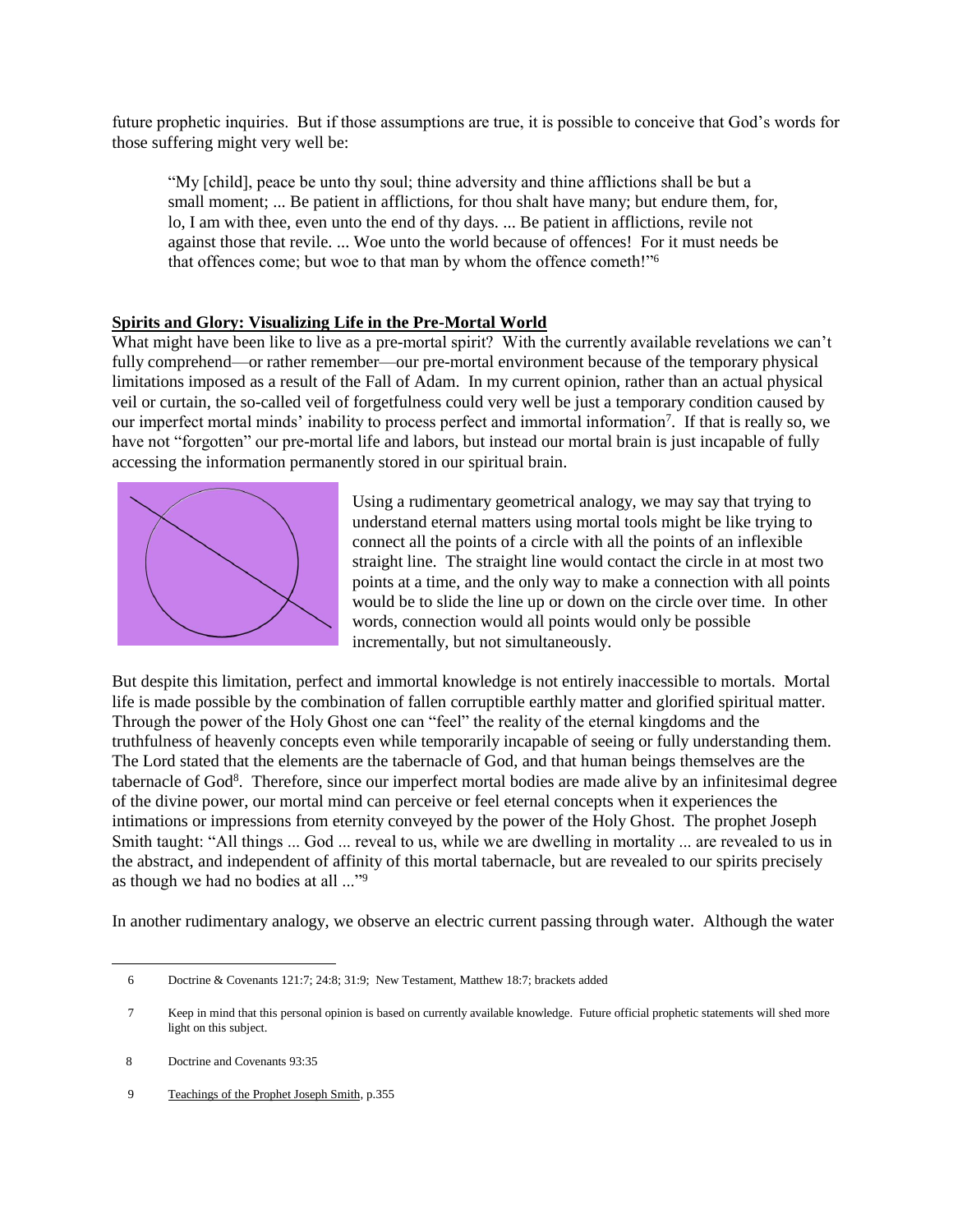future prophetic inquiries. But if those assumptions are true, it is possible to conceive that God's words for those suffering might very well be:

> "My [child], peace be unto thy soul; thine adversity and thine afflictions shall be but a small moment; ... Be patient in afflictions, for thou shalt have many; but endure them, for, lo, I am with thee, even unto the end of thy days. ... Be patient in afflictions, revile not against those that revile. ... Woe unto the world because of offences! For it must needs be that offences come; but woe to that man by whom the offence cometh!"[6]

## Spirits and Glory: Visualizing Life in the Pre-Mortal World

What might have been like to live as a pre-mortal spirit? With the currently available revelations we can't fully comprehend—or rather remember—our pre-mortal environment because of the temporary physical limitations imposed as a result of the Fall of Adam. In my current opinion, rather than an actual physical veil or curtain, the so-called veil of forgetfulness could very well be just a temporary condition caused by our imperfect mortal minds' inability to process perfect and immortal information[7]. If that is really so, we have not "forgotten" our pre-mortal life and labors, but instead our mortal brain is just incapable of fully accessing the information permanently stored in our spiritual brain.

Using a rudimentary geometrical analogy, we may say that trying to understand eternal matters using mortal tools might be like trying to connect all the points of a circle with all the points of an inflexible straight line. The straight line would contact the circle in at most two points at a time, and the only way to make a connection with all points would be to slide the line up or down on the circle over time. In other words, connection would all points would only be possible incrementally, but not simultaneously.

But despite this limitation, perfect and immortal knowledge is not entirely inaccessible to mortals. Mortal life is made possible by the combination of fallen corruptible earthly matter and glorified spiritual matter. Through the power of the Holy Ghost one can "feel" the reality of the eternal kingdoms and the truthfulness of heavenly concepts even while temporarily incapable of seeing or fully understanding them. The Lord stated that the elements are the tabernacle of God, and that human beings themselves are the tabernacle of God[8]. Therefore, since our imperfect mortal bodies are made alive by an infinitesimal degree of the divine power, our mortal mind can perceive or feel eternal concepts when it experiences the intimations or impressions from eternity conveyed by the power of the Holy Ghost. The prophet Joseph Smith taught: "All things ... God ... reveal to us, while we are dwelling in mortality ... are revealed to us in the abstract, and independent of affinity of this mortal tabernacle, but are revealed to our spirits precisely as though we had no bodies at all ..."[9]

In another rudimentary analogy, we observe an electric current passing through water. Although the water

---

6 Doctrine & Covenants 121:7; 24:8; 31:9; New Testament, Matthew 18:7; brackets added

7 Keep in mind that this personal opinion is based on currently available knowledge. Future official prophetic statements will shed more light on this subject.

8 Doctrine and Covenants 93:35

9 Teachings of the Prophet Joseph Smith, p.355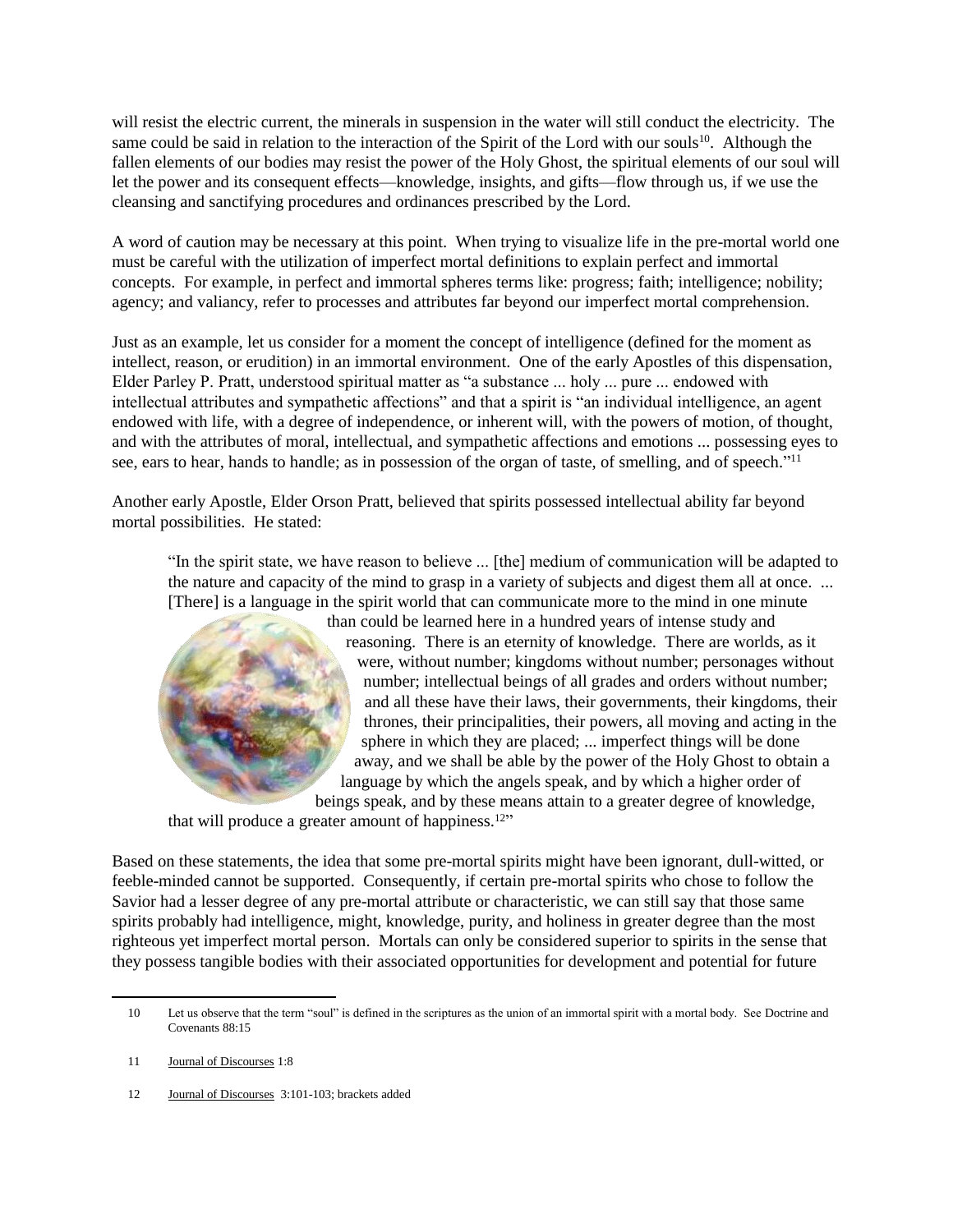will resist the electric current, the minerals in suspension in the water will still conduct the electricity. The same could be said in relation to the interaction of the Spirit of the Lord with our souls[10]. Although the fallen elements of our bodies may resist the power of the Holy Ghost, the spiritual elements of our soul will let the power and its consequent effects—knowledge, insights, and gifts—flow through us, if we use the cleansing and sanctifying procedures and ordinances prescribed by the Lord.

A word of caution may be necessary at this point. When trying to visualize life in the pre-mortal world one must be careful with the utilization of imperfect mortal definitions to explain perfect and immortal concepts. For example, in perfect and immortal spheres terms like: progress; faith; intelligence; nobility; agency; and valiancy, refer to processes and attributes far beyond our imperfect mortal comprehension.

Just as an example, let us consider for a moment the concept of intelligence (defined for the moment as intellect, reason, or erudition) in an immortal environment. One of the early Apostles of this dispensation, Elder Parley P. Pratt, understood spiritual matter as "a substance ... holy ... pure ... endowed with intellectual attributes and sympathetic affections" and that a spirit is "an individual intelligence, an agent endowed with life, with a degree of independence, or inherent will, with the powers of motion, of thought, and with the attributes of moral, intellectual, and sympathetic affections and emotions ... possessing eyes to see, ears to hear, hands to handle; as in possession of the organ of taste, of smelling, and of speech."[11]

Another early Apostle, Elder Orson Pratt, believed that spirits possessed intellectual ability far beyond mortal possibilities. He stated:

> "In the spirit state, we have reason to believe ... [the] medium of communication will be adapted to the nature and capacity of the mind to grasp in a variety of subjects and digest them all at once. ... [There] is a language in the spirit world that can communicate more to the mind in one minute than could be learned here in a hundred years of intense study and reasoning. There is an eternity of knowledge. There are worlds, as it were, without number; kingdoms without number; personages without number; intellectual beings of all grades and orders without number; and all these have their laws, their governments, their kingdoms, their thrones, their principalities, their powers, all moving and acting in the sphere in which they are placed; ... imperfect things will be done away, and we shall be able by the power of the Holy Ghost to obtain a language by which the angels speak, and by which a higher order of beings speak, and by these means attain to a greater degree of knowledge, that will produce a greater amount of happiness.[12]"

Based on these statements, the idea that some pre-mortal spirits might have been ignorant, dull-witted, or feeble-minded cannot be supported. Consequently, if certain pre-mortal spirits who chose to follow the Savior had a lesser degree of any pre-mortal attribute or characteristic, we can still say that those same spirits probably had intelligence, might, knowledge, purity, and holiness in greater degree than the most righteous yet imperfect mortal person. Mortals can only be considered superior to spirits in the sense that they possess tangible bodies with their associated opportunities for development and potential for future

---

10 Let us observe that the term "soul" is defined in the scriptures as the union of an immortal spirit with a mortal body. See Doctrine and Covenants 88:15

11 Journal of Discourses 1:8

12 Journal of Discourses 3:101-103; brackets added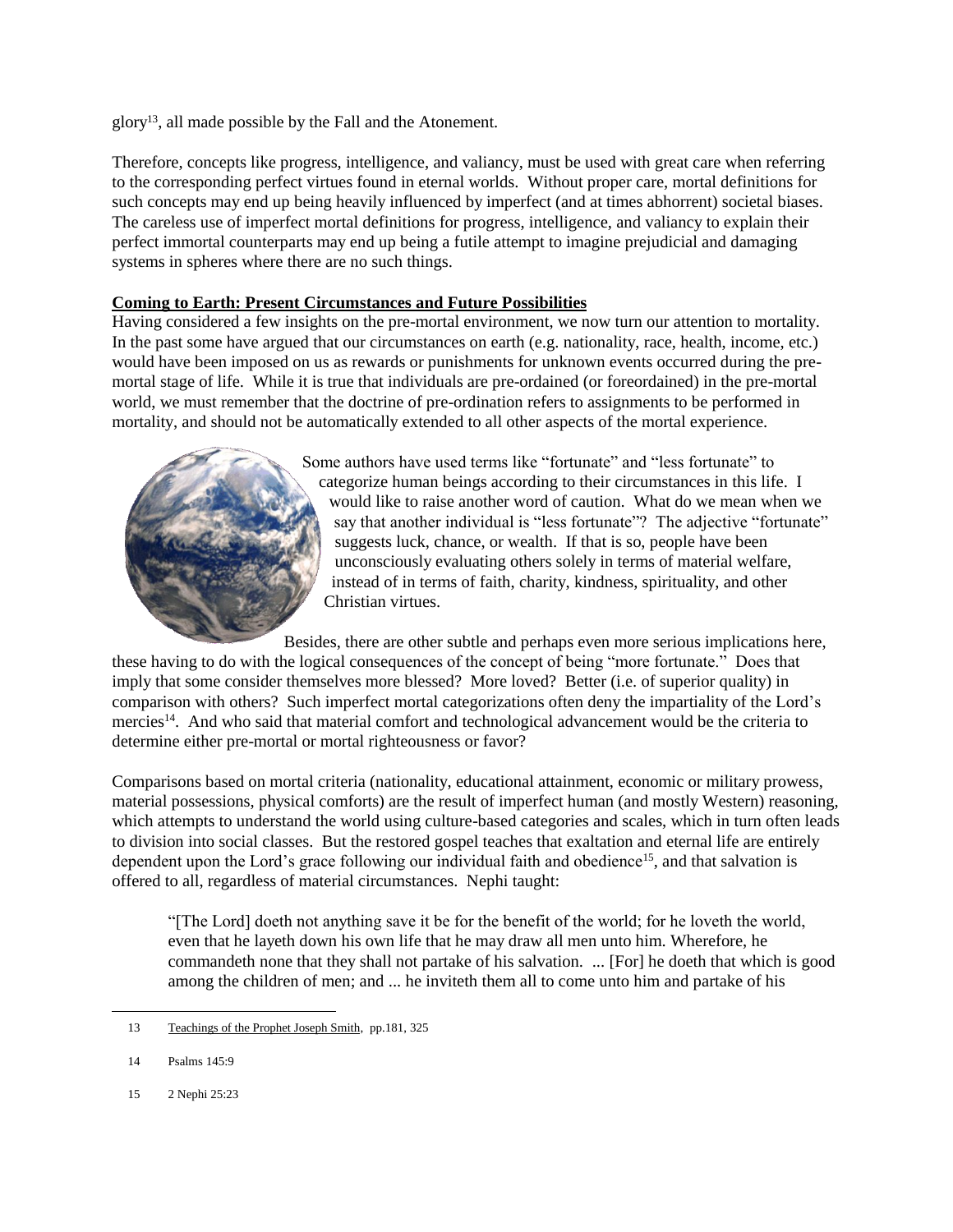glory[13], all made possible by the Fall and the Atonement.

Therefore, concepts like progress, intelligence, and valiancy, must be used with great care when referring to the corresponding perfect virtues found in eternal worlds. Without proper care, mortal definitions for such concepts may end up being heavily influenced by imperfect (and at times abhorrent) societal biases. The careless use of imperfect mortal definitions for progress, intelligence, and valiancy to explain their perfect immortal counterparts may end up being a futile attempt to imagine prejudicial and damaging systems in spheres where there are no such things.

**Coming to Earth: Present Circumstances and Future Possibilities**

Having considered a few insights on the pre-mortal environment, we now turn our attention to mortality. In the past some have argued that our circumstances on earth (e.g. nationality, race, health, income, etc.) would have been imposed on us as rewards or punishments for unknown events occurred during the pre-mortal stage of life. While it is true that individuals are pre-ordained (or foreordained) in the pre-mortal world, we must remember that the doctrine of pre-ordination refers to assignments to be performed in mortality, and should not be automatically extended to all other aspects of the mortal experience.

Some authors have used terms like "fortunate" and "less fortunate" to categorize human beings according to their circumstances in this life. I would like to raise another word of caution. What do we mean when we say that another individual is "less fortunate"? The adjective "fortunate" suggests luck, chance, or wealth. If that is so, people have been unconsciously evaluating others solely in terms of material welfare, instead of in terms of faith, charity, kindness, spirituality, and other Christian virtues.

Besides, there are other subtle and perhaps even more serious implications here, these having to do with the logical consequences of the concept of being "more fortunate." Does that imply that some consider themselves more blessed? More loved? Better (i.e. of superior quality) in comparison with others? Such imperfect mortal categorizations often deny the impartiality of the Lord's mercies[14]. And who said that material comfort and technological advancement would be the criteria to determine either pre-mortal or mortal righteousness or favor?

Comparisons based on mortal criteria (nationality, educational attainment, economic or military prowess, material possessions, physical comforts) are the result of imperfect human (and mostly Western) reasoning, which attempts to understand the world using culture-based categories and scales, which in turn often leads to division into social classes. But the restored gospel teaches that exaltation and eternal life are entirely dependent upon the Lord's grace following our individual faith and obedience[15], and that salvation is offered to all, regardless of material circumstances. Nephi taught:

> "[The Lord] doeth not anything save it be for the benefit of the world; for he loveth the world, even that he layeth down his own life that he may draw all men unto him. Wherefore, he commandeth none that they shall not partake of his salvation. ... [For] he doeth that which is good among the children of men; and ... he inviteth them all to come unto him and partake of his

---

13 Teachings of the Prophet Joseph Smith, pp.181, 325

14 Psalms 145:9

15 2 Nephi 25:23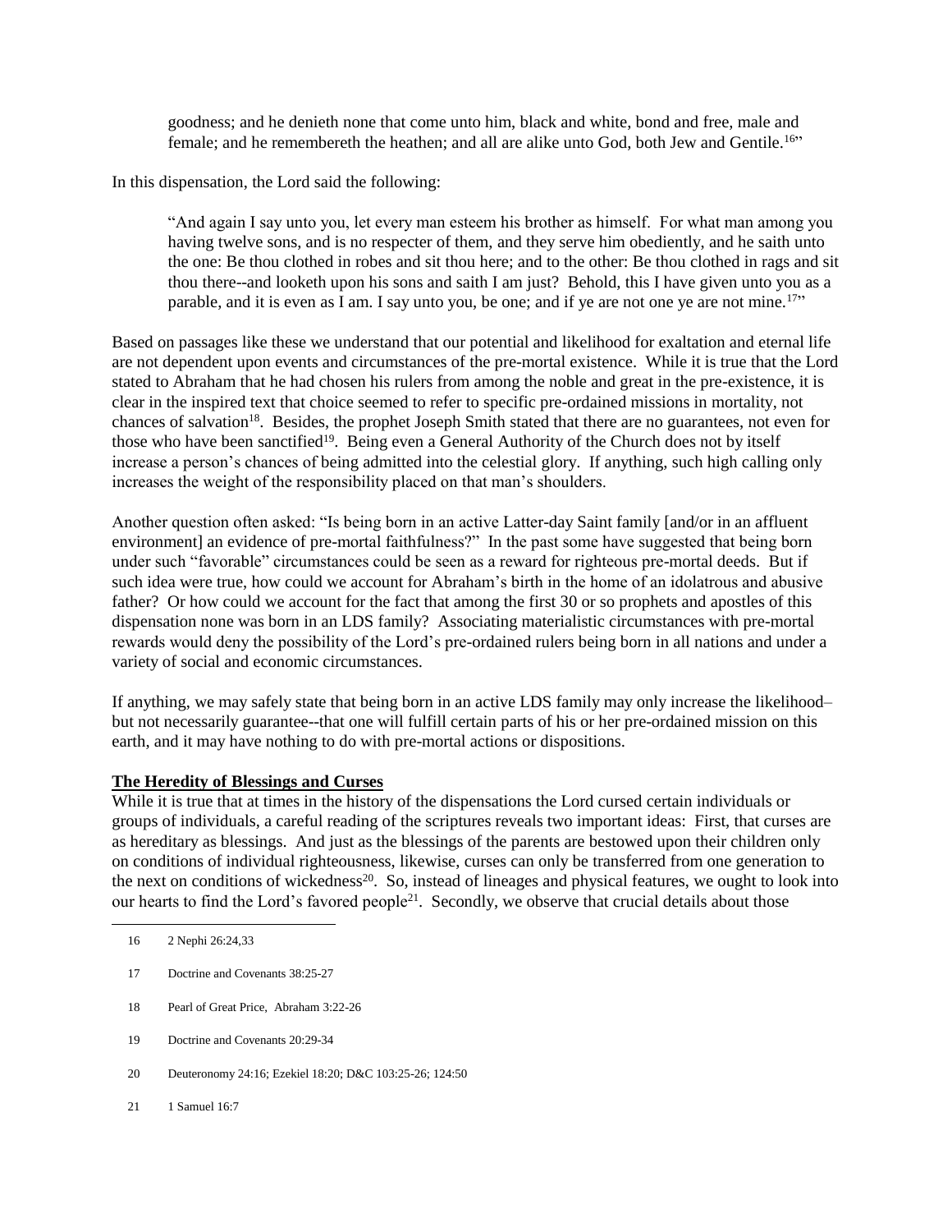> goodness; and he denieth none that come unto him, black and white, bond and free, male and female; and he remembereth the heathen; and all are alike unto God, both Jew and Gentile.[16]"

In this dispensation, the Lord said the following:

> "And again I say unto you, let every man esteem his brother as himself. For what man among you having twelve sons, and is no respecter of them, and they serve him obediently, and he saith unto the one: Be thou clothed in robes and sit thou here; and to the other: Be thou clothed in rags and sit thou there--and looketh upon his sons and saith I am just? Behold, this I have given unto you as a parable, and it is even as I am. I say unto you, be one; and if ye are not one ye are not mine.[17]"

Based on passages like these we understand that our potential and likelihood for exaltation and eternal life are not dependent upon events and circumstances of the pre-mortal existence. While it is true that the Lord stated to Abraham that he had chosen his rulers from among the noble and great in the pre-existence, it is clear in the inspired text that choice seemed to refer to specific pre-ordained missions in mortality, not chances of salvation[18]. Besides, the prophet Joseph Smith stated that there are no guarantees, not even for those who have been sanctified[19]. Being even a General Authority of the Church does not by itself increase a person's chances of being admitted into the celestial glory. If anything, such high calling only increases the weight of the responsibility placed on that man's shoulders.

Another question often asked: "Is being born in an active Latter-day Saint family [and/or in an affluent environment] an evidence of pre-mortal faithfulness?" In the past some have suggested that being born under such "favorable" circumstances could be seen as a reward for righteous pre-mortal deeds. But if such idea were true, how could we account for Abraham's birth in the home of an idolatrous and abusive father? Or how could we account for the fact that among the first 30 or so prophets and apostles of this dispensation none was born in an LDS family? Associating materialistic circumstances with pre-mortal rewards would deny the possibility of the Lord's pre-ordained rulers being born in all nations and under a variety of social and economic circumstances.

If anything, we may safely state that being born in an active LDS family may only increase the likelihood– but not necessarily guarantee--that one will fulfill certain parts of his or her pre-ordained mission on this earth, and it may have nothing to do with pre-mortal actions or dispositions.

**The Heredity of Blessings and Curses**

While it is true that at times in the history of the dispensations the Lord cursed certain individuals or groups of individuals, a careful reading of the scriptures reveals two important ideas: First, that curses are as hereditary as blessings. And just as the blessings of the parents are bestowed upon their children only on conditions of individual righteousness, likewise, curses can only be transferred from one generation to the next on conditions of wickedness[20]. So, instead of lineages and physical features, we ought to look into our hearts to find the Lord's favored people[21]. Secondly, we observe that crucial details about those

---

16 2 Nephi 26:24,33

17 Doctrine and Covenants 38:25-27

18 Pearl of Great Price, Abraham 3:22-26

19 Doctrine and Covenants 20:29-34

20 Deuteronomy 24:16; Ezekiel 18:20; D&C 103:25-26; 124:50

21 1 Samuel 16:7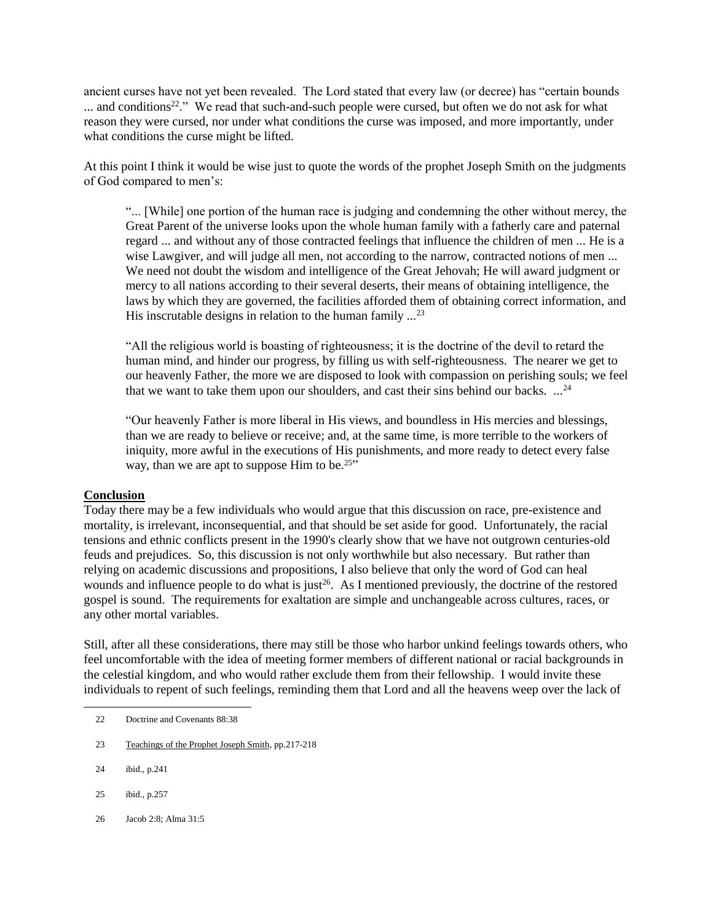ancient curses have not yet been revealed. The Lord stated that every law (or decree) has "certain bounds ... and conditions[22]." We read that such-and-such people were cursed, but often we do not ask for what reason they were cursed, nor under what conditions the curse was imposed, and more importantly, under what conditions the curse might be lifted.

At this point I think it would be wise just to quote the words of the prophet Joseph Smith on the judgments of God compared to men's:

> "... [While] one portion of the human race is judging and condemning the other without mercy, the Great Parent of the universe looks upon the whole human family with a fatherly care and paternal regard ... and without any of those contracted feelings that influence the children of men ... He is a wise Lawgiver, and will judge all men, not according to the narrow, contracted notions of men ... We need not doubt the wisdom and intelligence of the Great Jehovah; He will award judgment or mercy to all nations according to their several deserts, their means of obtaining intelligence, the laws by which they are governed, the facilities afforded them of obtaining correct information, and His inscrutable designs in relation to the human family ...[23]
>
> "All the religious world is boasting of righteousness; it is the doctrine of the devil to retard the human mind, and hinder our progress, by filling us with self-righteousness. The nearer we get to our heavenly Father, the more we are disposed to look with compassion on perishing souls; we feel that we want to take them upon our shoulders, and cast their sins behind our backs. ...[24]
>
> "Our heavenly Father is more liberal in His views, and boundless in His mercies and blessings, than we are ready to believe or receive; and, at the same time, is more terrible to the workers of iniquity, more awful in the executions of His punishments, and more ready to detect every false way, than we are apt to suppose Him to be.[25]"

## Conclusion

Today there may be a few individuals who would argue that this discussion on race, pre-existence and mortality, is irrelevant, inconsequential, and that should be set aside for good. Unfortunately, the racial tensions and ethnic conflicts present in the 1990's clearly show that we have not outgrown centuries-old feuds and prejudices. So, this discussion is not only worthwhile but also necessary. But rather than relying on academic discussions and propositions, I also believe that only the word of God can heal wounds and influence people to do what is just[26]. As I mentioned previously, the doctrine of the restored gospel is sound. The requirements for exaltation are simple and unchangeable across cultures, races, or any other mortal variables.

Still, after all these considerations, there may still be those who harbor unkind feelings towards others, who feel uncomfortable with the idea of meeting former members of different national or racial backgrounds in the celestial kingdom, and who would rather exclude them from their fellowship. I would invite these individuals to repent of such feelings, reminding them that Lord and all the heavens weep over the lack of

---

22 Doctrine and Covenants 88:38

23 Teachings of the Prophet Joseph Smith, pp.217-218

24 ibid., p.241

25 ibid., p.257

26 Jacob 2:8; Alma 31:5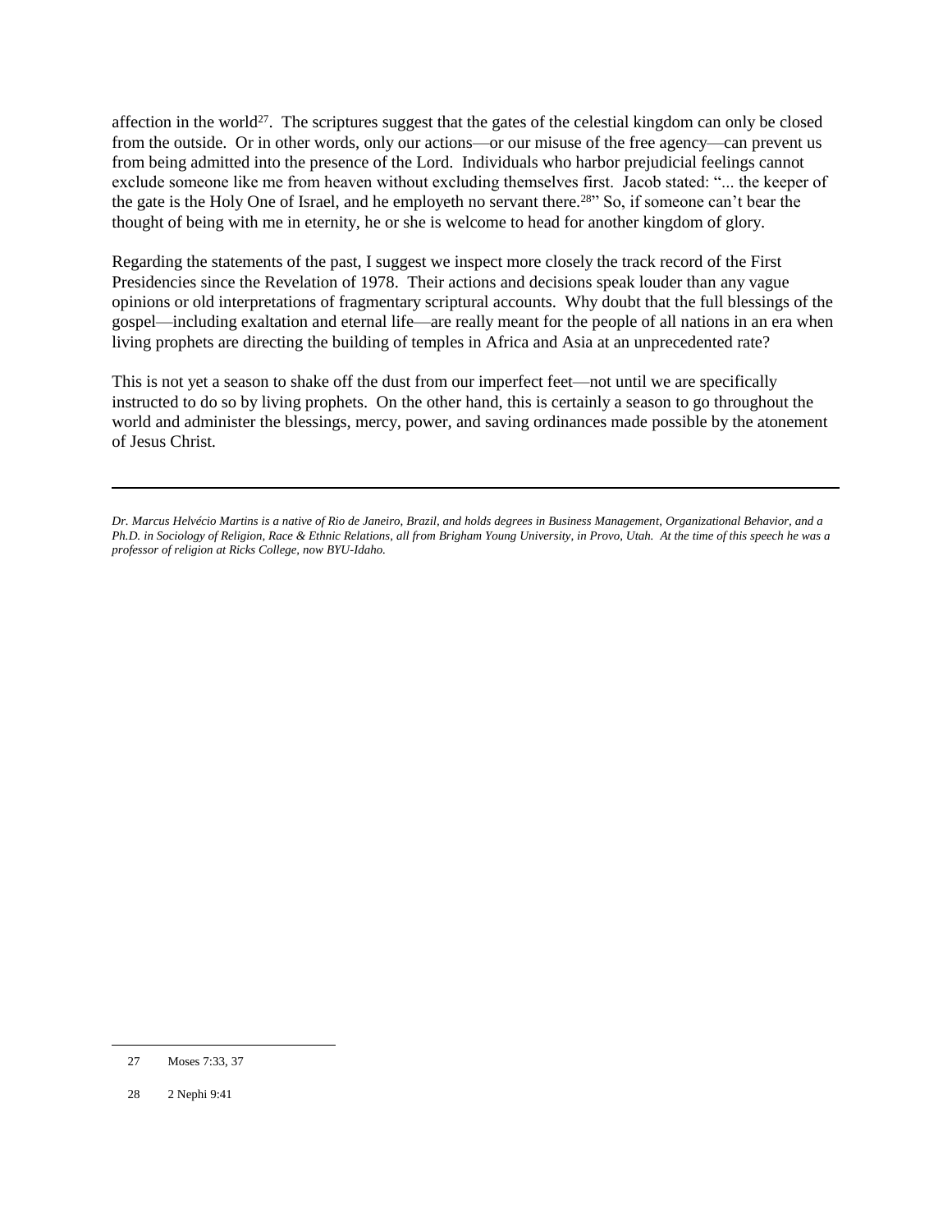affection in the world[27]. The scriptures suggest that the gates of the celestial kingdom can only be closed from the outside. Or in other words, only our actions—or our misuse of the free agency—can prevent us from being admitted into the presence of the Lord. Individuals who harbor prejudicial feelings cannot exclude someone like me from heaven without excluding themselves first. Jacob stated: "... the keeper of the gate is the Holy One of Israel, and he employeth no servant there.[28]" So, if someone can't bear the thought of being with me in eternity, he or she is welcome to head for another kingdom of glory.

Regarding the statements of the past, I suggest we inspect more closely the track record of the First Presidencies since the Revelation of 1978. Their actions and decisions speak louder than any vague opinions or old interpretations of fragmentary scriptural accounts. Why doubt that the full blessings of the gospel—including exaltation and eternal life—are really meant for the people of all nations in an era when living prophets are directing the building of temples in Africa and Asia at an unprecedented rate?

This is not yet a season to shake off the dust from our imperfect feet—not until we are specifically instructed to do so by living prophets. On the other hand, this is certainly a season to go throughout the world and administer the blessings, mercy, power, and saving ordinances made possible by the atonement of Jesus Christ.

---

*Dr. Marcus Helvécio Martins is a native of Rio de Janeiro, Brazil, and holds degrees in Business Management, Organizational Behavior, and a Ph.D. in Sociology of Religion, Race & Ethnic Relations, all from Brigham Young University, in Provo, Utah. At the time of this speech he was a professor of religion at Ricks College, now BYU-Idaho.*

---

27 Moses 7:33, 37

28 2 Nephi 9:41